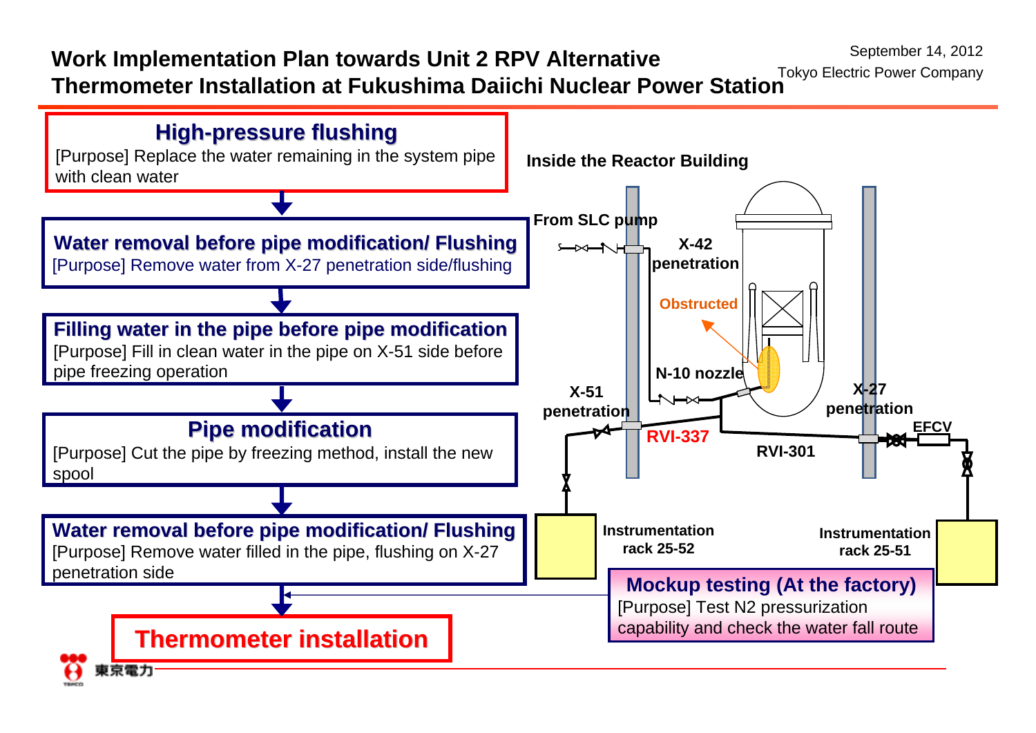# Work Implementation Plan towards Unit 2 RPV Alternative Thermometer Installation at Fukushima Daiichi Nuclear Power Station

September 14, 2012
Tokyo Electric Power Company

**High-pressure flushing**
[Purpose] Replace the water remaining in the system pipe with clean water

↓

**Water removal before pipe modification/ Flushing**
[Purpose] Remove water from X-27 penetration side/flushing

↓

**Filling water in the pipe before pipe modification**
[Purpose] Fill in clean water in the pipe on X-51 side before pipe freezing operation

↓

**Pipe modification**
[Purpose] Cut the pipe by freezing method, install the new spool

↓

**Water removal before pipe modification/ Flushing**
[Purpose] Remove water filled in the pipe, flushing on X-27 penetration side

↓

**Thermometer installation**

**Mockup testing (At the factory)**
[Purpose] Test N2 pressurization capability and check the water fall route

**Inside the Reactor Building**

From SLC pump

X-42 penetration

Obstructed

N-10 nozzle

X-51 penetration

X-27 penetration

RVI-337

RVI-301

EFCV

Instrumentation rack 25-52

Instrumentation rack 25-51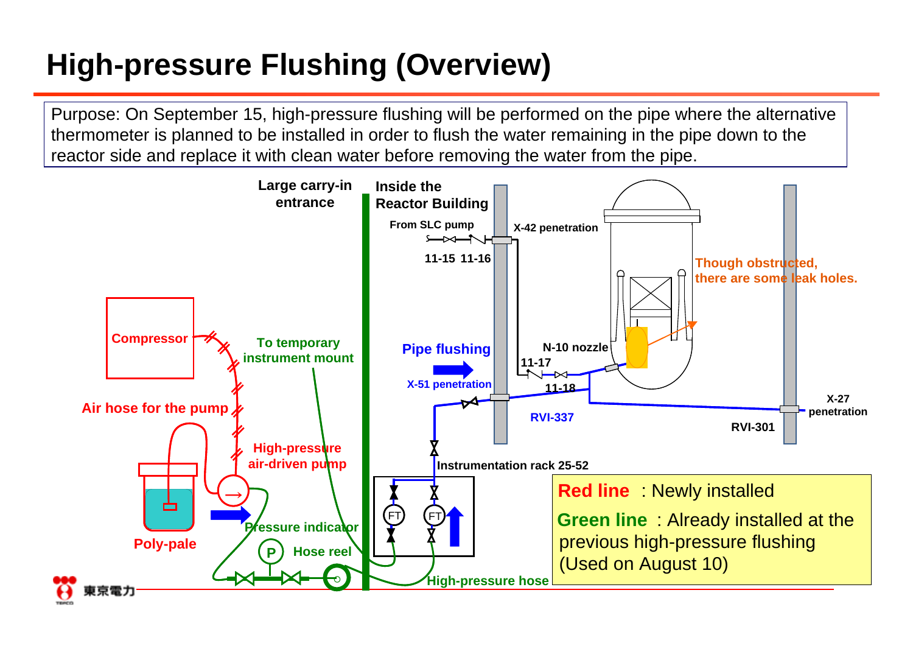# High-pressure Flushing (Overview)

Purpose: On September 15, high-pressure flushing will be performed on the pipe where the alternative thermometer is planned to be installed in order to flush the water remaining in the pipe down to the reactor side and replace it with clean water before removing the water from the pipe.

Large carry-in entrance

Inside the Reactor Building

From SLC pump

11-15 11-16

X-42 penetration

Though obstructed, there are some leak holes.

Compressor

To temporary instrument mount

Pipe flushing

N-10 nozzle

11-17

X-51 penetration

11-18

Air hose for the pump

RVI-337

X-27 penetration

RVI-301

High-pressure air-driven pump

Instrumentation rack 25-52

Poly-pale

Pressure indicator

Hose reel

High-pressure hose

**Red line** : Newly installed

**Green line** : Already installed at the previous high-pressure flushing (Used on August 10)